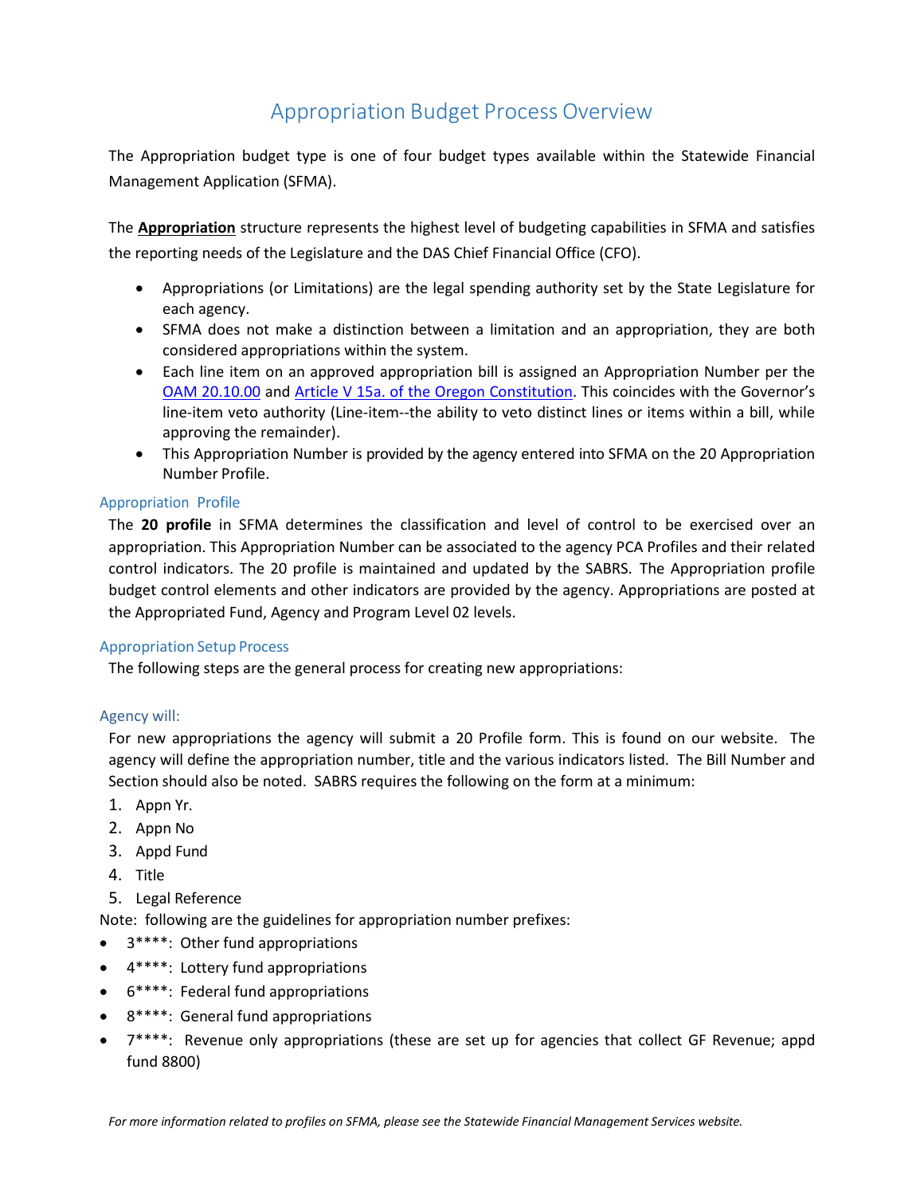# Appropriation Budget Process Overview

The Appropriation budget type is one of four budget types available within the Statewide Financial Management Application (SFMA).

The **Appropriation** structure represents the highest level of budgeting capabilities in SFMA and satisfies the reporting needs of the Legislature and the DAS Chief Financial Office (CFO).

- Appropriations (or Limitations) are the legal spending authority set by the State Legislature for each agency.
- SFMA does not make a distinction between a limitation and an appropriation, they are both considered appropriations within the system.
- Each line item on an approved appropriation bill is assigned an Appropriation Number per the OAM 20.10.00 and Article V 15a. of the Oregon Constitution. This coincides with the Governor's line-item veto authority (Line-item--the ability to veto distinct lines or items within a bill, while approving the remainder).
- This Appropriation Number is provided by the agency entered into SFMA on the 20 Appropriation Number Profile.

## Appropriation Profile

The **20 profile** in SFMA determines the classification and level of control to be exercised over an appropriation. This Appropriation Number can be associated to the agency PCA Profiles and their related control indicators. The 20 profile is maintained and updated by the SABRS. The Appropriation profile budget control elements and other indicators are provided by the agency. Appropriations are posted at the Appropriated Fund, Agency and Program Level 02 levels.

## Appropriation Setup Process

The following steps are the general process for creating new appropriations:

### Agency will:

For new appropriations the agency will submit a 20 Profile form. This is found on our website. The agency will define the appropriation number, title and the various indicators listed. The Bill Number and Section should also be noted. SABRS requires the following on the form at a minimum:

1. Appn Yr.
2. Appn No
3. Appd Fund
4. Title
5. Legal Reference

Note: following are the guidelines for appropriation number prefixes:

- 3****: Other fund appropriations
- 4****: Lottery fund appropriations
- 6****: Federal fund appropriations
- 8****: General fund appropriations
- 7****: Revenue only appropriations (these are set up for agencies that collect GF Revenue; appd fund 8800)

*For more information related to profiles on SFMA, please see the Statewide Financial Management Services website.*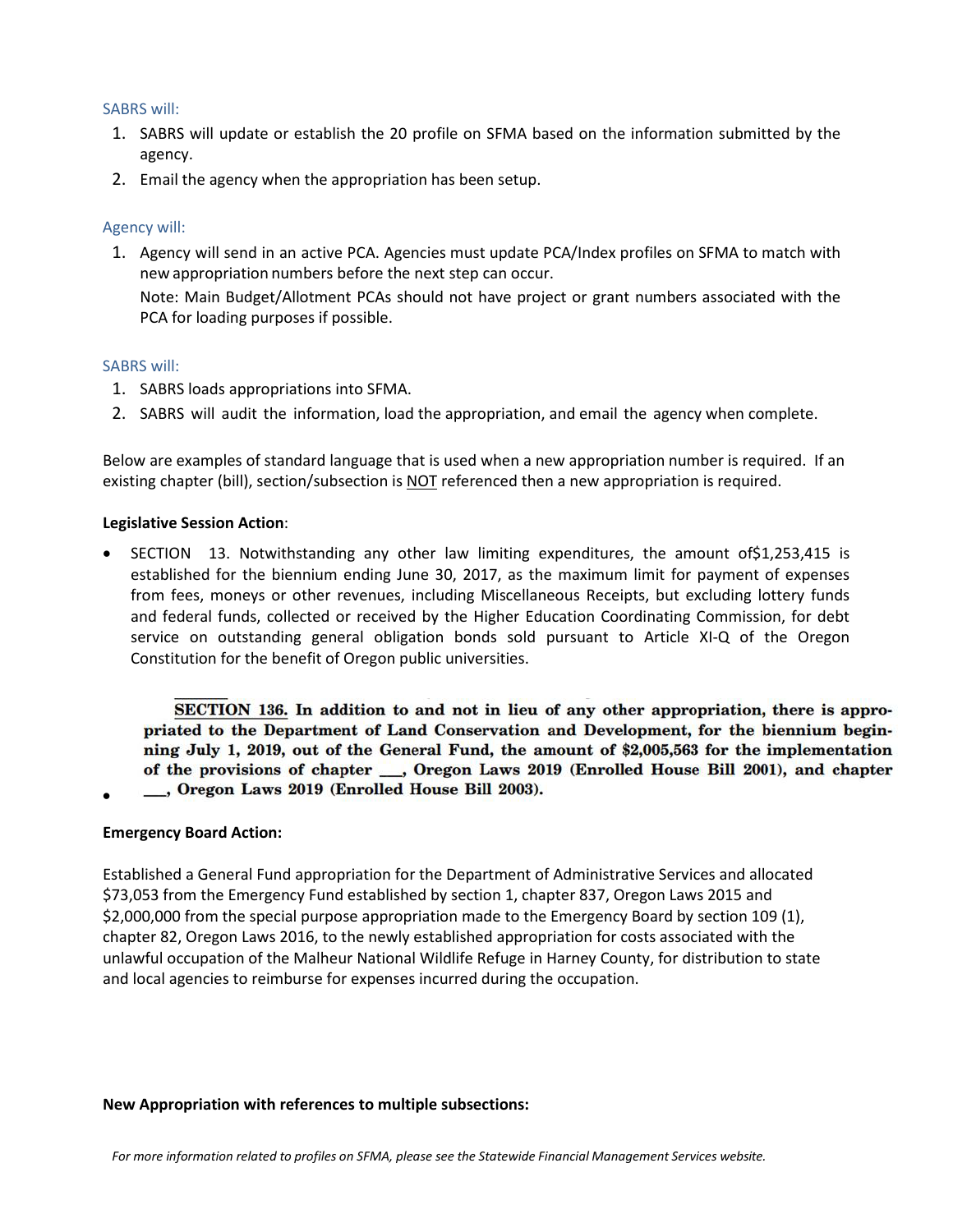SABRS will:

1. SABRS will update or establish the 20 profile on SFMA based on the information submitted by the agency.
2. Email the agency when the appropriation has been setup.

Agency will:

1. Agency will send in an active PCA. Agencies must update PCA/Index profiles on SFMA to match with new appropriation numbers before the next step can occur.
   Note: Main Budget/Allotment PCAs should not have project or grant numbers associated with the PCA for loading purposes if possible.

SABRS will:

1. SABRS loads appropriations into SFMA.
2. SABRS will audit the information, load the appropriation, and email the agency when complete.

Below are examples of standard language that is used when a new appropriation number is required. If an existing chapter (bill), section/subsection is NOT referenced then a new appropriation is required.

**Legislative Session Action**:

- SECTION 13. Notwithstanding any other law limiting expenditures, the amount of$1,253,415 is established for the biennium ending June 30, 2017, as the maximum limit for payment of expenses from fees, moneys or other revenues, including Miscellaneous Receipts, but excluding lottery funds and federal funds, collected or received by the Higher Education Coordinating Commission, for debt service on outstanding general obligation bonds sold pursuant to Article XI-Q of the Oregon Constitution for the benefit of Oregon public universities.

- **SECTION 136. In addition to and not in lieu of any other appropriation, there is appropriated to the Department of Land Conservation and Development, for the biennium beginning July 1, 2019, out of the General Fund, the amount of $2,005,563 for the implementation of the provisions of chapter ___, Oregon Laws 2019 (Enrolled House Bill 2001), and chapter ___, Oregon Laws 2019 (Enrolled House Bill 2003).**

**Emergency Board Action:**

Established a General Fund appropriation for the Department of Administrative Services and allocated $73,053 from the Emergency Fund established by section 1, chapter 837, Oregon Laws 2015 and $2,000,000 from the special purpose appropriation made to the Emergency Board by section 109 (1), chapter 82, Oregon Laws 2016, to the newly established appropriation for costs associated with the unlawful occupation of the Malheur National Wildlife Refuge in Harney County, for distribution to state and local agencies to reimburse for expenses incurred during the occupation.

**New Appropriation with references to multiple subsections:**

*For more information related to profiles on SFMA, please see the Statewide Financial Management Services website.*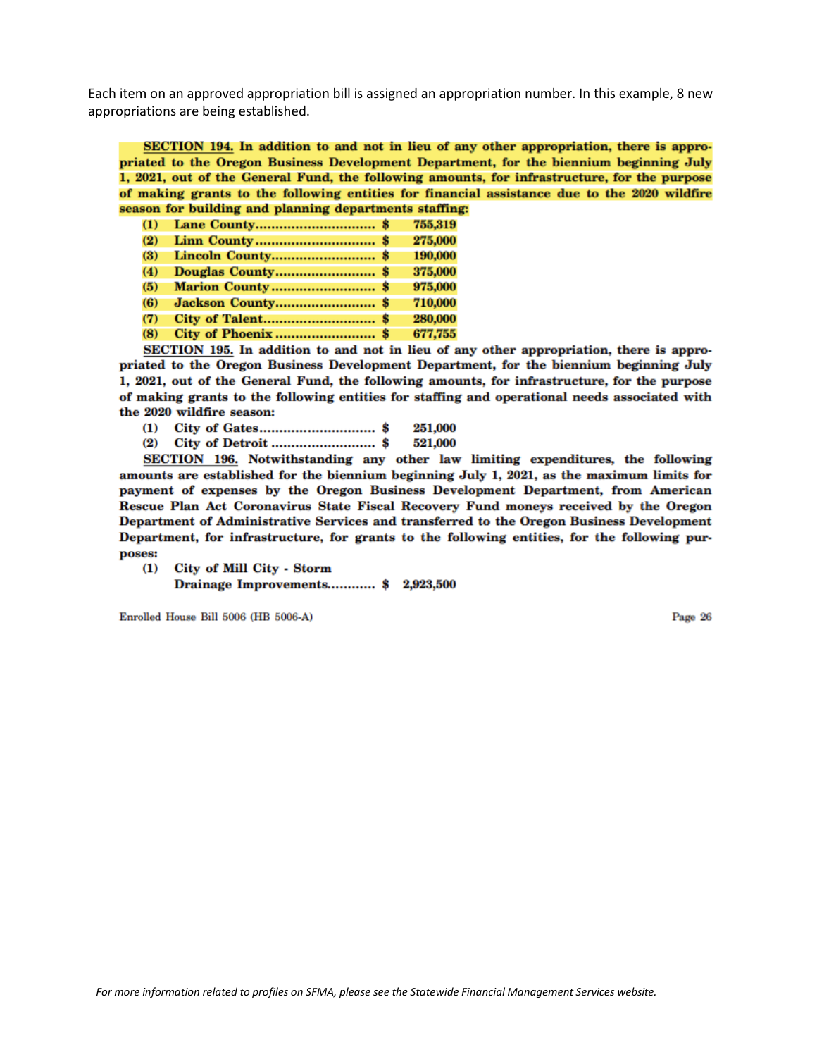Each item on an approved appropriation bill is assigned an appropriation number. In this example, 8 new appropriations are being established.

**SECTION 194. In addition to and not in lieu of any other appropriation, there is appropriated to the Oregon Business Development Department, for the biennium beginning July 1, 2021, out of the General Fund, the following amounts, for infrastructure, for the purpose of making grants to the following entities for financial assistance due to the 2020 wildfire season for building and planning departments staffing:**

| | | |
|---|---|---|
| (1) | Lane County.............................. $ | 755,319 |
| (2) | Linn County.............................. $ | 275,000 |
| (3) | Lincoln County.......................... $ | 190,000 |
| (4) | Douglas County......................... $ | 375,000 |
| (5) | Marion County.......................... $ | 975,000 |
| (6) | Jackson County......................... $ | 710,000 |
| (7) | City of Talent............................ $ | 280,000 |
| (8) | City of Phoenix ......................... $ | 677,755 |

**SECTION 195. In addition to and not in lieu of any other appropriation, there is appropriated to the Oregon Business Development Department, for the biennium beginning July 1, 2021, out of the General Fund, the following amounts, for infrastructure, for the purpose of making grants to the following entities for staffing and operational needs associated with the 2020 wildfire season:**

| | | |
|---|---|---|
| (1) | City of Gates............................ $ | 251,000 |
| (2) | City of Detroit .......................... $ | 521,000 |

**SECTION 196. Notwithstanding any other law limiting expenditures, the following amounts are established for the biennium beginning July 1, 2021, as the maximum limits for payment of expenses by the Oregon Business Development Department, from American Rescue Plan Act Coronavirus State Fiscal Recovery Fund moneys received by the Oregon Department of Administrative Services and transferred to the Oregon Business Development Department, for infrastructure, for grants to the following entities, for the following purposes:**

| | | |
|---|---|---|
| (1) | City of Mill City - Storm Drainage Improvements........... $ | 2,923,500 |

Enrolled House Bill 5006 (HB 5006-A)

*For more information related to profiles on SFMA, please see the Statewide Financial Management Services website.*